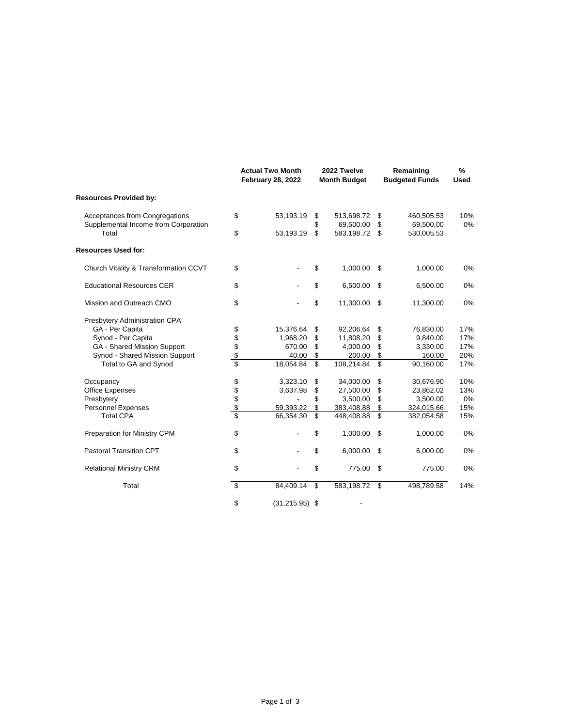| | Actual Two Month February 28, 2022 | 2022 Twelve Month Budget | Remaining Budgeted Funds | % Used |
|---|---|---|---|---|
| **Resources Provided by:** | | | | |
| Acceptances from Congregations | $ 53,193.19 | $ 513,698.72 | $ 460,505.53 | 10% |
| Supplemental Income from Corporation | | $ 69,500.00 | $ 69,500.00 | 0% |
| Total | $ 53,193.19 | $ 583,198.72 | $ 530,005.53 | |
| **Resources Used for:** | | | | |
| Church Vitality & Transformation CCVT | $ - | $ 1,000.00 | $ 1,000.00 | 0% |
| Educational Resources CER | $ - | $ 6,500.00 | $ 6,500.00 | 0% |
| Mission and Outreach CMO | $ - | $ 11,300.00 | $ 11,300.00 | 0% |
| Presbytery Administration CPA | | | | |
| GA - Per Capita | $ 15,376.64 | $ 92,206.64 | $ 76,830.00 | 17% |
| Synod - Per Capita | $ 1,968.20 | $ 11,808.20 | $ 9,840.00 | 17% |
| GA - Shared Mission Support | $ 670.00 | $ 4,000.00 | $ 3,330.00 | 17% |
| Synod - Shared Mission Support | $ 40.00 | $ 200.00 | $ 160.00 | 20% |
| Total to GA and Synod | $ 18,054.84 | $ 108,214.84 | $ 90,160.00 | 17% |
| Occupancy | $ 3,323.10 | $ 34,000.00 | $ 30,676.90 | 10% |
| Office Expenses | $ 3,637.98 | $ 27,500.00 | $ 23,862.02 | 13% |
| Presbytery | $ - | $ 3,500.00 | $ 3,500.00 | 0% |
| Personnel Expenses | $ 59,393.22 | $ 383,408.88 | $ 324,015.66 | 15% |
| Total CPA | $ 66,354.30 | $ 448,408.88 | $ 382,054.58 | 15% |
| Preparation for Ministry CPM | $ - | $ 1,000.00 | $ 1,000.00 | 0% |
| Pastoral Transition CPT | $ - | $ 6,000.00 | $ 6,000.00 | 0% |
| Relational Ministry CRM | $ - | $ 775.00 | $ 775.00 | 0% |
| Total | $ 84,409.14 | $ 583,198.72 | $ 498,789.58 | 14% |
| | $ (31,215.95) | $ - | | |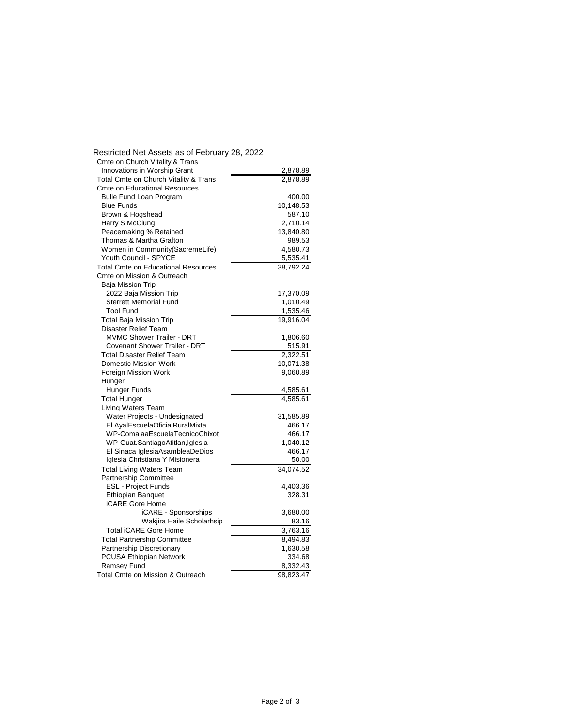# Restricted Net Assets as of February 28, 2022

| Account | Amount |
| --- | --- |
| Cmte on Church Vitality & Trans | |
| Innovations in Worship Grant | 2,878.89 |
| Total Cmte on Church Vitality & Trans | 2,878.89 |
| Cmte on Educational Resources | |
| Bulle Fund Loan Program | 400.00 |
| Blue Funds | 10,148.53 |
| Brown & Hogshead | 587.10 |
| Harry S McClung | 2,710.14 |
| Peacemaking % Retained | 13,840.80 |
| Thomas & Martha Grafton | 989.53 |
| Women in Community(SacremeLife) | 4,580.73 |
| Youth Council - SPYCE | 5,535.41 |
| Total Cmte on Educational Resources | 38,792.24 |
| Cmte on Mission & Outreach | |
| Baja Mission Trip | |
| 2022 Baja Mission Trip | 17,370.09 |
| Sterrett Memorial Fund | 1,010.49 |
| Tool Fund | 1,535.46 |
| Total Baja Mission Trip | 19,916.04 |
| Disaster Relief Team | |
| MVMC Shower Trailer - DRT | 1,806.60 |
| Covenant Shower Trailer - DRT | 515.91 |
| Total Disaster Relief Team | 2,322.51 |
| Domestic Mission Work | 10,071.38 |
| Foreign Mission Work | 9,060.89 |
| Hunger | |
| Hunger Funds | 4,585.61 |
| Total Hunger | 4,585.61 |
| Living Waters Team | |
| Water Projects - Undesignated | 31,585.89 |
| El AyalEscuelaOficialRuralMixta | 466.17 |
| WP-ComalaaEscuelaTecnicoChixot | 466.17 |
| WP-Guat.SantiagoAtitlan,Iglesia | 1,040.12 |
| El Sinaca IglesiaAsambleaDeDios | 466.17 |
| Iglesia Christiana Y Misionera | 50.00 |
| Total Living Waters Team | 34,074.52 |
| Partnership Committee | |
| ESL - Project Funds | 4,403.36 |
| Ethiopian Banquet | 328.31 |
| iCARE Gore Home | |
| iCARE - Sponsorships | 3,680.00 |
| Wakjira Haile Scholarhsip | 83.16 |
| Total iCARE Gore Home | 3,763.16 |
| Total Partnership Committee | 8,494.83 |
| Partnership Discretionary | 1,630.58 |
| PCUSA Ethiopian Network | 334.68 |
| Ramsey Fund | 8,332.43 |
| Total Cmte on Mission & Outreach | 98,823.47 |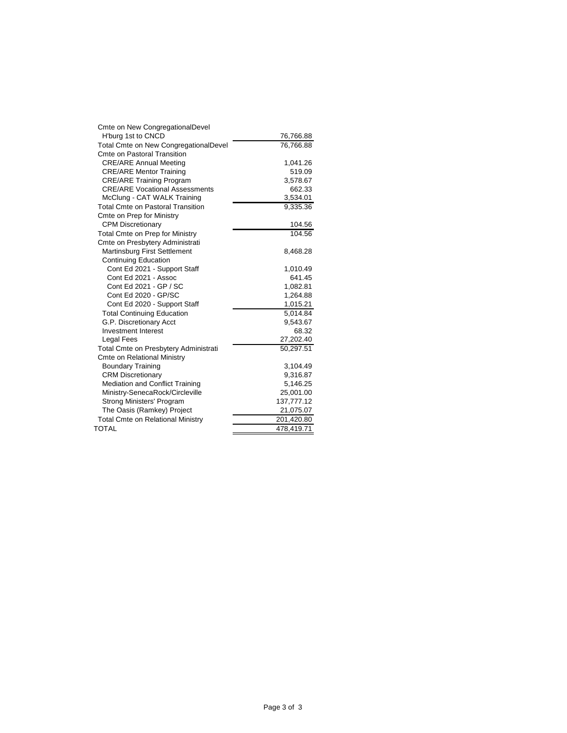| | |
|---|---|
| Cmte on New CongregationalDevel | |
| H'burg 1st to CNCD | 76,766.88 |
| Total Cmte on New CongregationalDevel | 76,766.88 |
| Cmte on Pastoral Transition | |
| CRE/ARE Annual Meeting | 1,041.26 |
| CRE/ARE Mentor Training | 519.09 |
| CRE/ARE Training Program | 3,578.67 |
| CRE/ARE Vocational Assessments | 662.33 |
| McClung - CAT WALK Training | 3,534.01 |
| Total Cmte on Pastoral Transition | 9,335.36 |
| Cmte on Prep for Ministry | |
| CPM Discretionary | 104.56 |
| Total Cmte on Prep for Ministry | 104.56 |
| Cmte on Presbytery Administrati | |
| Martinsburg First Settlement | 8,468.28 |
| Continuing Education | |
| Cont Ed 2021 - Support Staff | 1,010.49 |
| Cont Ed 2021 - Assoc | 641.45 |
| Cont Ed 2021 - GP / SC | 1,082.81 |
| Cont Ed 2020 - GP/SC | 1,264.88 |
| Cont Ed 2020 - Support Staff | 1,015.21 |
| Total Continuing Education | 5,014.84 |
| G.P. Discretionary Acct | 9,543.67 |
| Investment Interest | 68.32 |
| Legal Fees | 27,202.40 |
| Total Cmte on Presbytery Administrati | 50,297.51 |
| Cmte on Relational Ministry | |
| Boundary Training | 3,104.49 |
| CRM Discretionary | 9,316.87 |
| Mediation and Conflict Training | 5,146.25 |
| Ministry-SenecaRock/Circleville | 25,001.00 |
| Strong Ministers' Program | 137,777.12 |
| The Oasis (Ramkey) Project | 21,075.07 |
| Total Cmte on Relational Ministry | 201,420.80 |
| TOTAL | 478,419.71 |